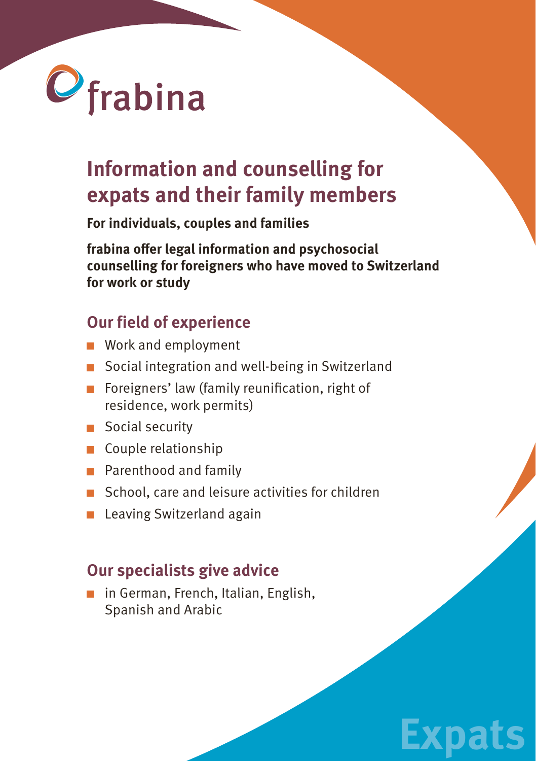frabina

# Information and counselling for expats and their family members

**For individuals, couples and families**

**frabina offer legal information and psychosocial counselling for foreigners who have moved to Switzerland for work or study**

## Our field of experience

- Work and employment
- Social integration and well-being in Switzerland
- Foreigners' law (family reunification, right of residence, work permits)
- Social security
- Couple relationship
- Parenthood and family
- School, care and leisure activities for children
- Leaving Switzerland again

## Our specialists give advice

- in German, French, Italian, English, Spanish and Arabic

Expats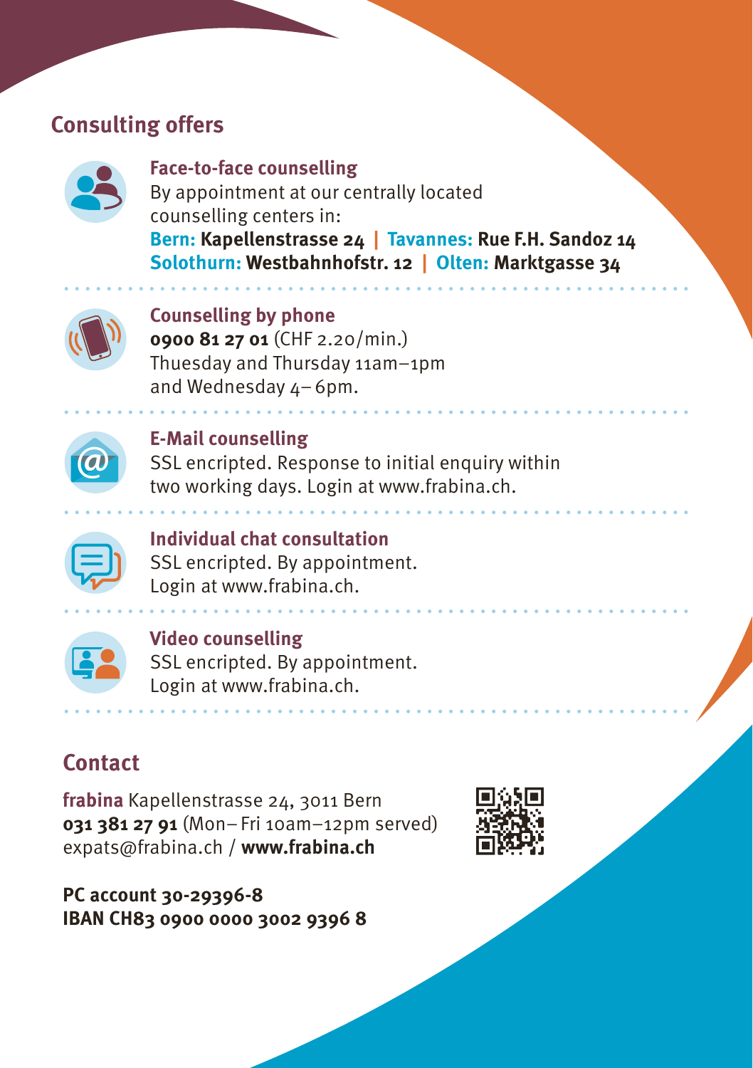## Consulting offers

### Face-to-face counselling

By appointment at our centrally located counselling centers in:
**Bern: Kapellenstrasse 24** | **Tavannes: Rue F.H. Sandoz 14**
**Solothurn: Westbahnhofstr. 12** | **Olten: Marktgasse 34**

### Counselling by phone

**0900 81 27 01** (CHF 2.20/min.)
Thuesday and Thursday 11am–1pm and Wednesday 4–6pm.

### E-Mail counselling

SSL encripted. Response to initial enquiry within two working days. Login at www.frabina.ch.

### Individual chat consultation

SSL encripted. By appointment. Login at www.frabina.ch.

### Video counselling

SSL encripted. By appointment. Login at www.frabina.ch.

## Contact

**frabina** Kapellenstrasse 24, 3011 Bern
**031 381 27 91** (Mon–Fri 10am–12pm served)
expats@frabina.ch / **www.frabina.ch**

**PC account 30-29396-8**
**IBAN CH83 0900 0000 3002 9396 8**